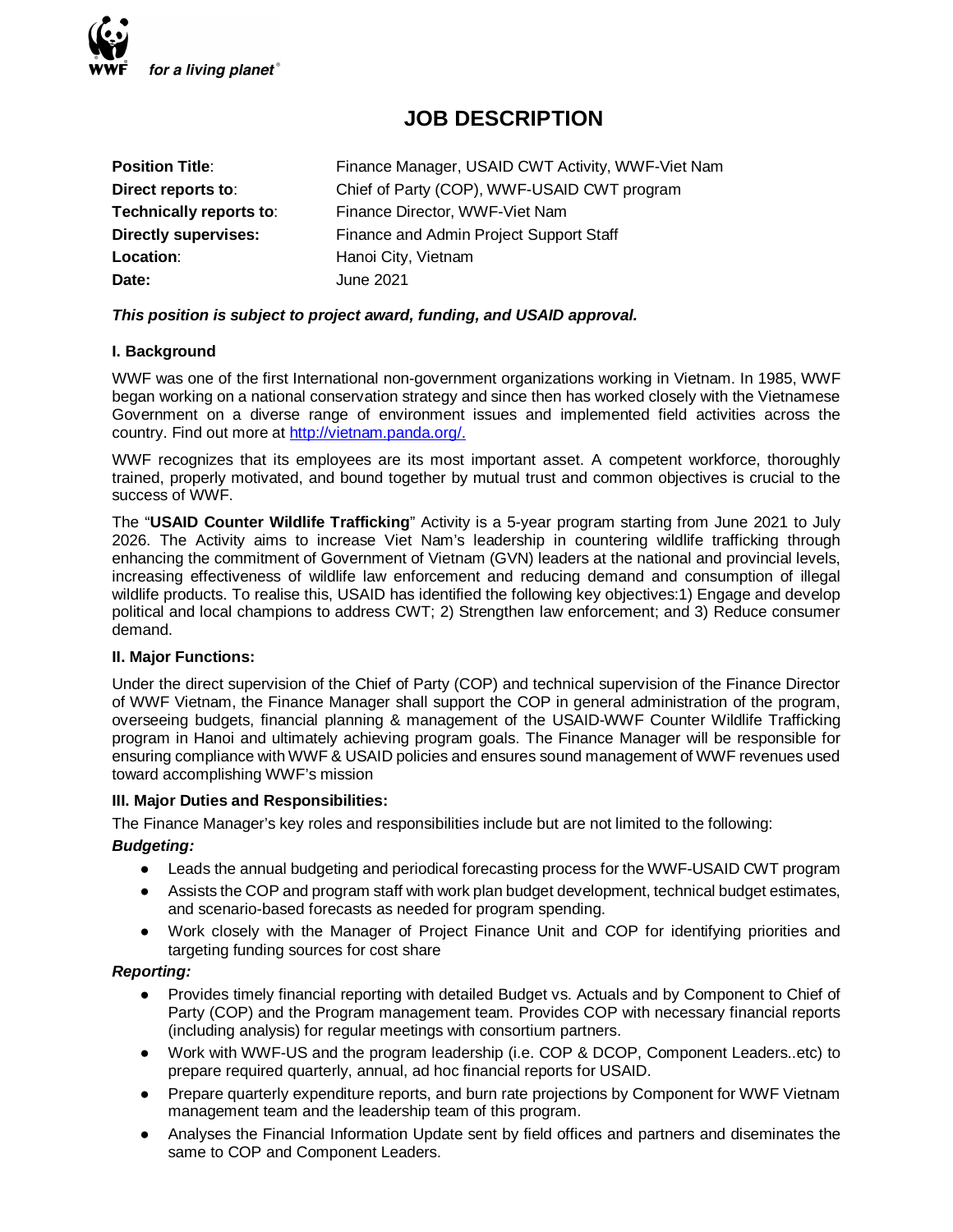# JOB DESCRIPTION

| | |
|---|---|
| **Position Title**: | Finance Manager, USAID CWT Activity, WWF-Viet Nam |
| **Direct reports to**: | Chief of Party (COP), WWF-USAID CWT program |
| **Technically reports to**: | Finance Director, WWF-Viet Nam |
| **Directly supervises:** | Finance and Admin Project Support Staff |
| **Location**: | Hanoi City, Vietnam |
| **Date:** | June 2021 |

***This position is subject to project award, funding, and USAID approval.***

**I. Background**

WWF was one of the first International non-government organizations working in Vietnam. In 1985, WWF began working on a national conservation strategy and since then has worked closely with the Vietnamese Government on a diverse range of environment issues and implemented field activities across the country. Find out more at http://vietnam.panda.org/.

WWF recognizes that its employees are its most important asset. A competent workforce, thoroughly trained, properly motivated, and bound together by mutual trust and common objectives is crucial to the success of WWF.

The "**USAID Counter Wildlife Trafficking**" Activity is a 5-year program starting from June 2021 to July 2026. The Activity aims to increase Viet Nam's leadership in countering wildlife trafficking through enhancing the commitment of Government of Vietnam (GVN) leaders at the national and provincial levels, increasing effectiveness of wildlife law enforcement and reducing demand and consumption of illegal wildlife products. To realise this, USAID has identified the following key objectives:1) Engage and develop political and local champions to address CWT; 2) Strengthen law enforcement; and 3) Reduce consumer demand.

**II. Major Functions:**

Under the direct supervision of the Chief of Party (COP) and technical supervision of the Finance Director of WWF Vietnam, the Finance Manager shall support the COP in general administration of the program, overseeing budgets, financial planning & management of the USAID-WWF Counter Wildlife Trafficking program in Hanoi and ultimately achieving program goals. The Finance Manager will be responsible for ensuring compliance with WWF & USAID policies and ensures sound management of WWF revenues used toward accomplishing WWF's mission

**III. Major Duties and Responsibilities:**

The Finance Manager's key roles and responsibilities include but are not limited to the following:

***Budgeting:***

- Leads the annual budgeting and periodical forecasting process for the WWF-USAID CWT program
- Assists the COP and program staff with work plan budget development, technical budget estimates, and scenario-based forecasts as needed for program spending.
- Work closely with the Manager of Project Finance Unit and COP for identifying priorities and targeting funding sources for cost share

***Reporting:***

- Provides timely financial reporting with detailed Budget vs. Actuals and by Component to Chief of Party (COP) and the Program management team. Provides COP with necessary financial reports (including analysis) for regular meetings with consortium partners.
- Work with WWF-US and the program leadership (i.e. COP & DCOP, Component Leaders..etc) to prepare required quarterly, annual, ad hoc financial reports for USAID.
- Prepare quarterly expenditure reports, and burn rate projections by Component for WWF Vietnam management team and the leadership team of this program.
- Analyses the Financial Information Update sent by field offices and partners and diseminates the same to COP and Component Leaders.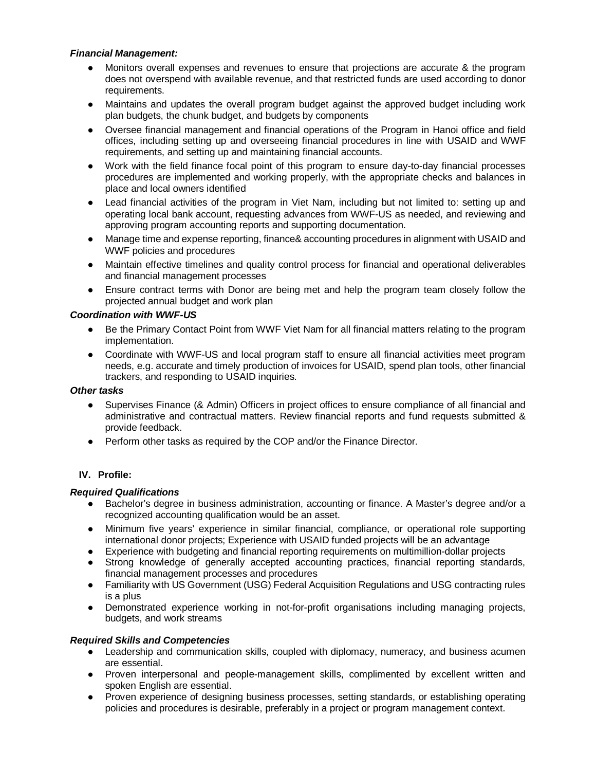***Financial Management:***

- Monitors overall expenses and revenues to ensure that projections are accurate & the program does not overspend with available revenue, and that restricted funds are used according to donor requirements.
- Maintains and updates the overall program budget against the approved budget including work plan budgets, the chunk budget, and budgets by components
- Oversee financial management and financial operations of the Program in Hanoi office and field offices, including setting up and overseeing financial procedures in line with USAID and WWF requirements, and setting up and maintaining financial accounts.
- Work with the field finance focal point of this program to ensure day-to-day financial processes procedures are implemented and working properly, with the appropriate checks and balances in place and local owners identified
- Lead financial activities of the program in Viet Nam, including but not limited to: setting up and operating local bank account, requesting advances from WWF-US as needed, and reviewing and approving program accounting reports and supporting documentation.
- Manage time and expense reporting, finance& accounting procedures in alignment with USAID and WWF policies and procedures
- Maintain effective timelines and quality control process for financial and operational deliverables and financial management processes
- Ensure contract terms with Donor are being met and help the program team closely follow the projected annual budget and work plan

***Coordination with WWF-US***

- Be the Primary Contact Point from WWF Viet Nam for all financial matters relating to the program implementation.
- Coordinate with WWF-US and local program staff to ensure all financial activities meet program needs, e.g. accurate and timely production of invoices for USAID, spend plan tools, other financial trackers, and responding to USAID inquiries.

***Other tasks***

- Supervises Finance (& Admin) Officers in project offices to ensure compliance of all financial and administrative and contractual matters. Review financial reports and fund requests submitted & provide feedback.
- Perform other tasks as required by the COP and/or the Finance Director.

## IV. Profile:

***Required Qualifications***

- Bachelor's degree in business administration, accounting or finance. A Master's degree and/or a recognized accounting qualification would be an asset.
- Minimum five years' experience in similar financial, compliance, or operational role supporting international donor projects; Experience with USAID funded projects will be an advantage
- Experience with budgeting and financial reporting requirements on multimillion-dollar projects
- Strong knowledge of generally accepted accounting practices, financial reporting standards, financial management processes and procedures
- Familiarity with US Government (USG) Federal Acquisition Regulations and USG contracting rules is a plus
- Demonstrated experience working in not-for-profit organisations including managing projects, budgets, and work streams

***Required Skills and Competencies***

- Leadership and communication skills, coupled with diplomacy, numeracy, and business acumen are essential.
- Proven interpersonal and people-management skills, complimented by excellent written and spoken English are essential.
- Proven experience of designing business processes, setting standards, or establishing operating policies and procedures is desirable, preferably in a project or program management context.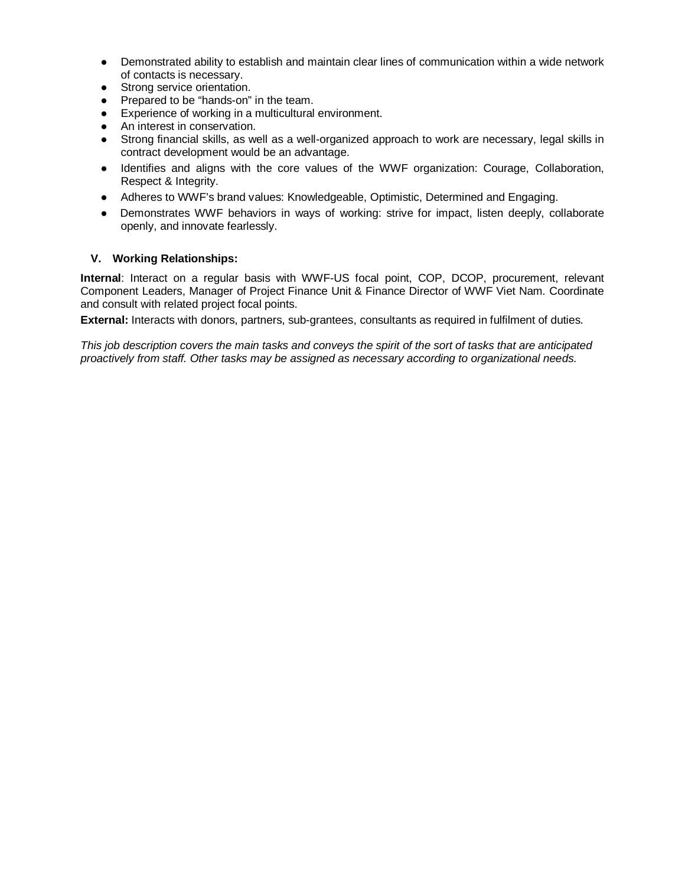- Demonstrated ability to establish and maintain clear lines of communication within a wide network of contacts is necessary.
- Strong service orientation.
- Prepared to be "hands-on" in the team.
- Experience of working in a multicultural environment.
- An interest in conservation.
- Strong financial skills, as well as a well-organized approach to work are necessary, legal skills in contract development would be an advantage.
- Identifies and aligns with the core values of the WWF organization: Courage, Collaboration, Respect & Integrity.
- Adheres to WWF's brand values: Knowledgeable, Optimistic, Determined and Engaging.
- Demonstrates WWF behaviors in ways of working: strive for impact, listen deeply, collaborate openly, and innovate fearlessly.

## V. Working Relationships:

**Internal**: Interact on a regular basis with WWF-US focal point, COP, DCOP, procurement, relevant Component Leaders, Manager of Project Finance Unit & Finance Director of WWF Viet Nam. Coordinate and consult with related project focal points.

**External:** Interacts with donors, partners, sub-grantees, consultants as required in fulfilment of duties.

*This job description covers the main tasks and conveys the spirit of the sort of tasks that are anticipated proactively from staff. Other tasks may be assigned as necessary according to organizational needs.*